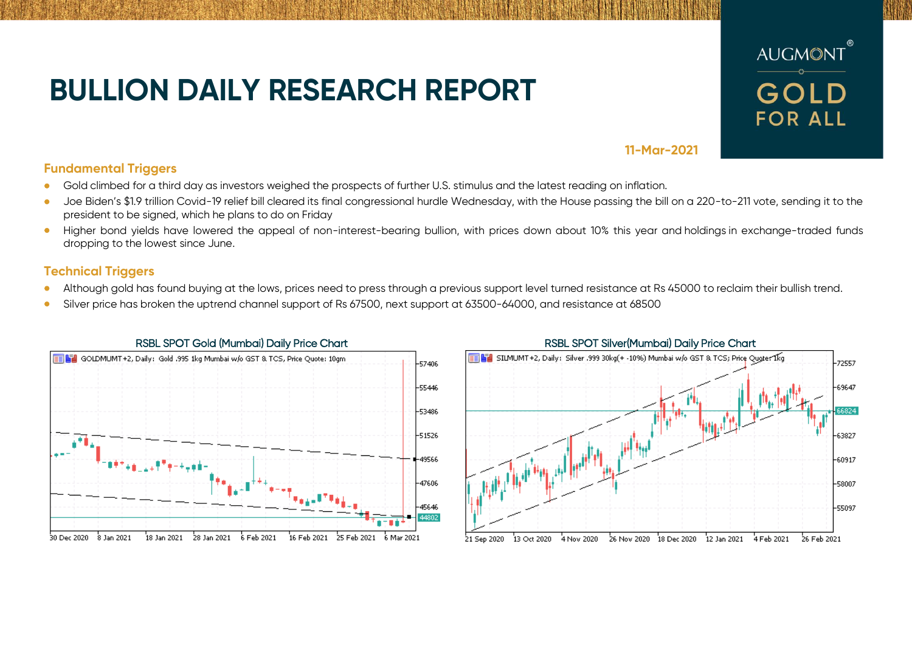# BULLION DAILY RESEARCH REPORT

AUGMONT® GOLD FOR ALL

11-Mar-2021

## Fundamental Triggers

- Gold climbed for a third day as investors weighed the prospects of further U.S. stimulus and the latest reading on inflation.
- Joe Biden's $1.9 trillion Covid-19 relief bill cleared its final congressional hurdle Wednesday, with the House passing the bill on a 220-to-211 vote, sending it to the president to be signed, which he plans to do on Friday
- Higher bond yields have lowered the appeal of non-interest-bearing bullion, with prices down about 10% this year and holdings in exchange-traded funds dropping to the lowest since June.

## Technical Triggers

- Although gold has found buying at the lows, prices need to press through a previous support level turned resistance at Rs 45000 to reclaim their bullish trend.
- Silver price has broken the uptrend channel support of Rs 67500, next support at 63500-64000, and resistance at 68500

RSBL SPOT Gold (Mumbai) Daily Price Chart

RSBL SPOT Silver(Mumbai) Daily Price Chart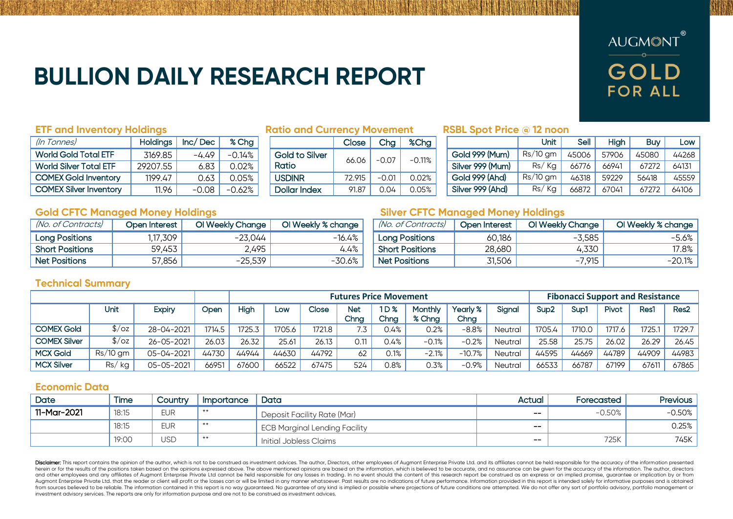# BULLION DAILY RESEARCH REPORT

AUGMONT® GOLD FOR ALL

## ETF and Inventory Holdings

| *(In Tonnes)* | Holdings | Inc/ Dec | % Chg |
|---|---|---|---|
| World Gold Total ETF | 3169.85 | -4.49 | -0.14% |
| World Silver Total ETF | 29207.55 | 6.83 | 0.02% |
| COMEX Gold Inventory | 1199.47 | 0.63 | 0.05% |
| COMEX Silver Inventory | 11.96 | -0.08 | -0.62% |

## Ratio and Currency Movement

| | Close | Chg | %Chg |
|---|---|---|---|
| Gold to Silver Ratio | 66.06 | -0.07 | -0.11% |
| USDINR | 72.915 | -0.01 | 0.02% |
| Dollar Index | 91.87 | 0.04 | 0.05% |

## RSBL Spot Price @ 12 noon

| | Unit | Sell | High | Buy | Low |
|---|---|---|---|---|---|
| Gold 999 (Mum) | Rs/10 gm | 45006 | 57906 | 45080 | 44268 |
| Silver 999 (Mum) | Rs/ Kg | 66776 | 66941 | 67272 | 64131 |
| Gold 999 (Ahd) | Rs/10 gm | 46318 | 59229 | 56418 | 45559 |
| Silver 999 (Ahd) | Rs/ Kg | 66872 | 67041 | 67272 | 64106 |

## Gold CFTC Managed Money Holdings

| *(No. of Contracts)* | Open Interest | OI Weekly Change | OI Weekly % change |
|---|---|---|---|
| Long Positions | 1,17,309 | -23,044 | -16.4% |
| Short Positions | 59,453 | 2,495 | 4.4% |
| Net Positions | 57,856 | -25,539 | -30.6% |

## Silver CFTC Managed Money Holdings

| *(No. of Contracts)* | Open Interest | OI Weekly Change | OI Weekly % change |
|---|---|---|---|
| Long Positions | 60,186 | -3,585 | -5.6% |
| Short Positions | 28,680 | 4,330 | 17.8% |
| Net Positions | 31,506 | -7,915 | -20.1% |

## Technical Summary

| | | | | Futures Price Movement | | | | | | | | Fibonacci Support and Resistance | | | | |
|---|---|---|---|---|---|---|---|---|---|---|---|---|---|---|---|---|
| | Unit | Expiry | Open | High | Low | Close | Net Chng | 1D % Chng | Monthly % Chng | Yearly % Chng | Signal | Sup2 | Sup1 | Pivot | Res1 | Res2 |
| COMEX Gold | $/oz | 28-04-2021 | 1714.5 | 1725.3 | 1705.6 | 1721.8 | 7.3 | 0.4% | 0.2% | -8.8% | Neutral | 1705.4 | 1710.0 | 1717.6 | 1725.1 | 1729.7 |
| COMEX Silver | $/oz | 26-05-2021 | 26.03 | 26.32 | 25.61 | 26.13 | 0.11 | 0.4% | -0.1% | -0.2% | Neutral | 25.58 | 25.75 | 26.02 | 26.29 | 26.45 |
| MCX Gold | Rs/10 gm | 05-04-2021 | 44730 | 44944 | 44630 | 44792 | 62 | 0.1% | -2.1% | -10.7% | Neutral | 44595 | 44669 | 44789 | 44909 | 44983 |
| MCX Silver | Rs/ kg | 05-05-2021 | 66951 | 67600 | 66522 | 67475 | 524 | 0.8% | 0.3% | -0.9% | Neutral | 66533 | 66787 | 67199 | 67611 | 67865 |

## Economic Data

| Date | Time | Country | Importance | Data | Actual | Forecasted | Previous |
|---|---|---|---|---|---|---|---|
| 11-Mar-2021 | 18:15 | EUR | ** | Deposit Facility Rate (Mar) | -- | -0.50% | -0.50% |
| | 18:15 | EUR | ** | ECB Marginal Lending Facility | -- | | 0.25% |
| | 19:00 | USD | ** | Initial Jobless Claims | -- | 725K | 745K |

**Disclaimer:** This report contains the opinion of the author, which is not to be construed as investment advices. The author, Directors, other employees of Augmont Enterprise Private Ltd. and its affiliates cannot be held responsible for the accuracy of the information presented herein or for the results of the positions taken based on the opinions expressed above. The above mentioned opinions are based on the information, which is believed to be accurate, and no assurance can be given for the accuracy of the information. The author, directors and other employees and any affiliates of Augmont Enterprise Private Ltd cannot be held responsible for any losses in trading. In no event should the content of this research report be construed as an express or an implied promise, guarantee or implication by or from Augmont Enterprise Private Ltd. that the reader or client will profit or the losses can or will be limited in any manner whatsoever. Past results are no indications of future performance. Information provided in this report is intended solely for informative purposes and is obtained from sources believed to be reliable. The information contained in this report is no way guaranteed. No guarantee of any kind is implied or possible where projections of future conditions are attempted. We do not offer any sort of portfolio advisory, portfolio management or investment advisory services. The reports are only for information purpose and are not to be construed as investment advices.